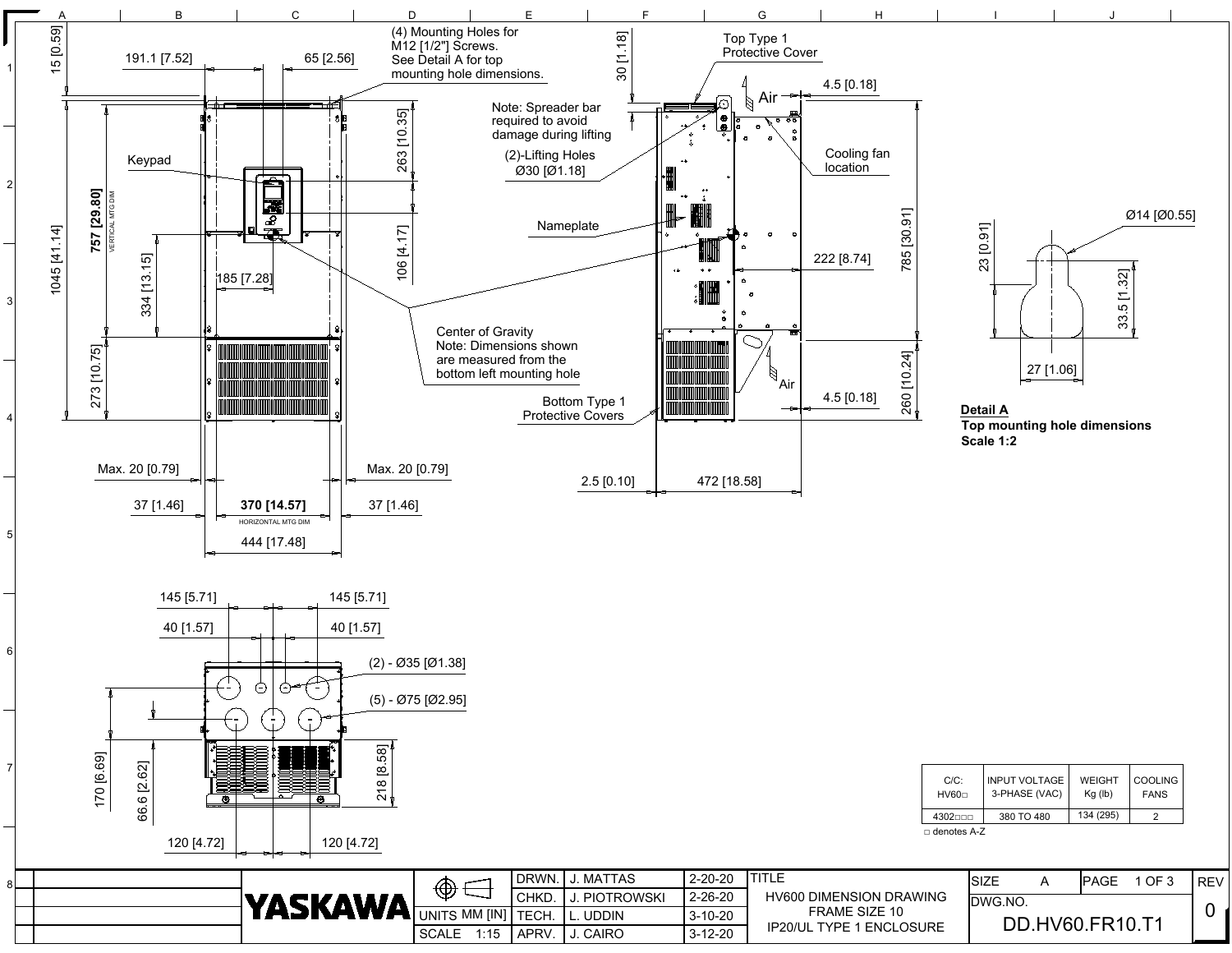# HV600 DIMENSION DRAWING FRAME SIZE 10 IP20/UL TYPE 1 ENCLOSURE

(4) Mounting Holes for M12 [1/2"] Screws. See Detail A for top mounting hole dimensions.

Keypad

Center of Gravity
Note: Dimensions shown are measured from the bottom left mounting hole

Note: Spreader bar required to avoid damage during lifting

(2)-Lifting Holes Ø30 [Ø1.18]

Top Type 1 Protective Cover

Nameplate

Cooling fan location

Bottom Type 1 Protective Covers

Air

15 [0.59]
191.1 [7.52]
65 [2.56]
263 [10.35]
106 [4.17]
1045 [41.14]
757 [29.80] VERTICAL MTG DIM
334 [13.15]
185 [7.28]
273 [10.75]
Max. 20 [0.79]
Max. 20 [0.79]
37 [1.46]
370 [14.57] HORIZONTAL MTG DIM
37 [1.46]
444 [17.48]
30 [1.18]
4.5 [0.18]
785 [30.91]
222 [8.74]
260 [10.24]
4.5 [0.18]
2.5 [0.10]
472 [18.58]

145 [5.71]
145 [5.71]
40 [1.57]
40 [1.57]
(2) - Ø35 [Ø1.38]
(5) - Ø75 [Ø2.95]
170 [6.69]
66.6 [2.62]
218 [8.58]
120 [4.72]
120 [4.72]

**Detail A**
**Top mounting hole dimensions**
**Scale 1:2**

Ø14 [Ø0.55]
23 [0.91]
33.5 [1.32]
27 [1.06]

| C/C: HV60□ | INPUT VOLTAGE 3-PHASE (VAC) | WEIGHT Kg (lb) | COOLING FANS |
|---|---|---|---|
| 4302□□□ | 380 TO 480 | 134 (295) | 2 |

□ denotes A-Z

| | | | | |
|---|---|---|---|---|
| YASKAWA | DRWN. | J. MATTAS | 2-20-20 | TITLE: HV600 DIMENSION DRAWING FRAME SIZE 10 IP20/UL TYPE 1 ENCLOSURE |
| | CHKD. | J. PIOTROWSKI | 2-26-20 | |
| UNITS MM [IN] | TECH. | L. UDDIN | 3-10-20 | |
| SCALE 1:15 | APRV. | J. CAIRO | 3-12-20 | |

SIZE: A | PAGE 1 OF 3 | REV: 0
DWG.NO. DD.HV60.FR10.T1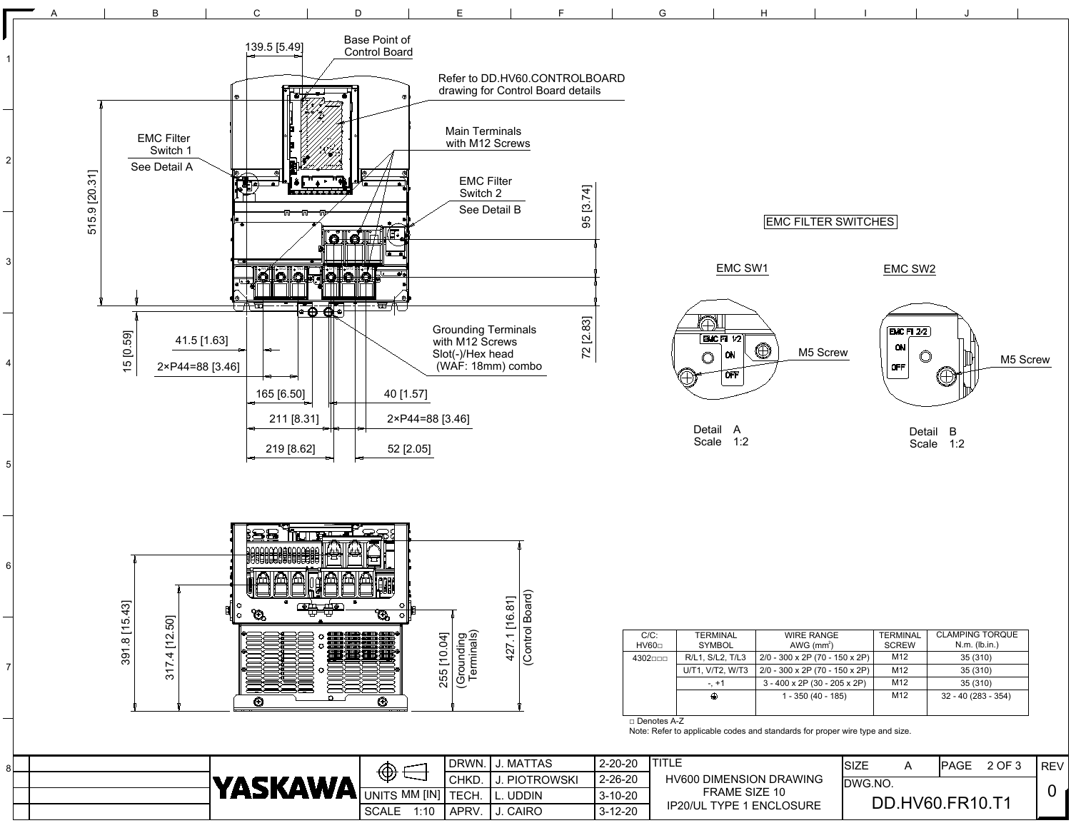139.5 [5.49]

Base Point of Control Board

Refer to DD.HV60.CONTROLBOARD drawing for Control Board details

Main Terminals with M12 Screws

EMC Filter Switch 1
See Detail A

EMC Filter Switch 2
See Detail B

515.9 [20.31]

95 [3.74]

72 [2.83]

15 [0.59]

41.5 [1.63]

2×P44=88 [3.46]

Grounding Terminals with M12 Screws
Slot(-)/Hex head (WAF: 18mm) combo

165 [6.50]

40 [1.57]

211 [8.31]

2×P44=88 [3.46]

219 [8.62]

52 [2.05]

391.8 [15.43]

317.4 [12.50]

255 [10.04] (Grounding Terminals)

427.1 [16.81] (Control Board)

## EMC FILTER SWITCHES

### EMC SW1

EMC FIl 1/2
ON
OFF

M5 Screw

Detail A
Scale 1:2

### EMC SW2

EMC FIl 2/2
ON
OFF

M5 Screw

Detail B
Scale 1:2

| C/C: HV60□ | TERMINAL SYMBOL | WIRE RANGE AWG (mm²) | TERMINAL SCREW | CLAMPING TORQUE N.m. (lb.in.) |
|---|---|---|---|---|
| 4302□□□ | R/L1, S/L2, T/L3 | 2/0 - 300 x 2P (70 - 150 x 2P) | M12 | 35 (310) |
| | U/T1, V/T2, W/T3 | 2/0 - 300 x 2P (70 - 150 x 2P) | M12 | 35 (310) |
| | -, +1 | 3 - 400 x 2P (30 - 205 x 2P) | M12 | 35 (310) |
| | ⏚ | 1 - 350 (40 - 185) | M12 | 32 - 40 (283 - 354) |

□ Denotes A-Z

Note: Refer to applicable codes and standards for proper wire type and size.

| YASKAWA | UNITS MM [IN] | SCALE 1:10 |
|---|---|---|

| | | |
|---|---|---|
| DRWN. | J. MATTAS | 2-20-20 |
| CHKD. | J. PIOTROWSKI | 2-26-20 |
| TECH. | L. UDDIN | 3-10-20 |
| APRV. | J. CAIRO | 3-12-20 |

TITLE: HV600 DIMENSION DRAWING FRAME SIZE 10 IP20/UL TYPE 1 ENCLOSURE

SIZE: A | PAGE 2 OF 3 | REV 0

DWG.NO. DD.HV60.FR10.T1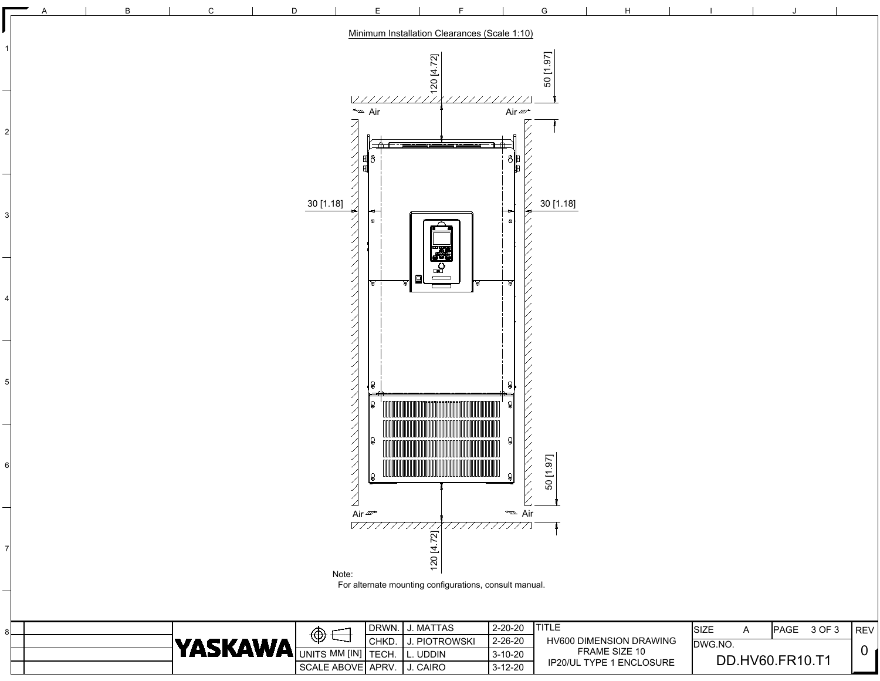Minimum Installation Clearances (Scale 1:10)

120 [4.72]

50 [1.97]

Air

Air

30 [1.18]

30 [1.18]

50 [1.97]

Air

Air

120 [4.72]

Note:
For alternate mounting configurations, consult manual.

| | | | | |
|---|---|---|---|---|
| UNITS MM [IN] | DRWN. | J. MATTAS | 2-20-20 | TITLE |
| SCALE ABOVE | CHKD. | J. PIOTROWSKI | 2-26-20 | HV600 DIMENSION DRAWING |
| | TECH. | L. UDDIN | 3-10-20 | FRAME SIZE 10 |
| | APRV. | J. CAIRO | 3-12-20 | IP20/UL TYPE 1 ENCLOSURE |

YASKAWA

SIZE A | PAGE 3 OF 3 | REV 0

DWG.NO. DD.HV60.FR10.T1